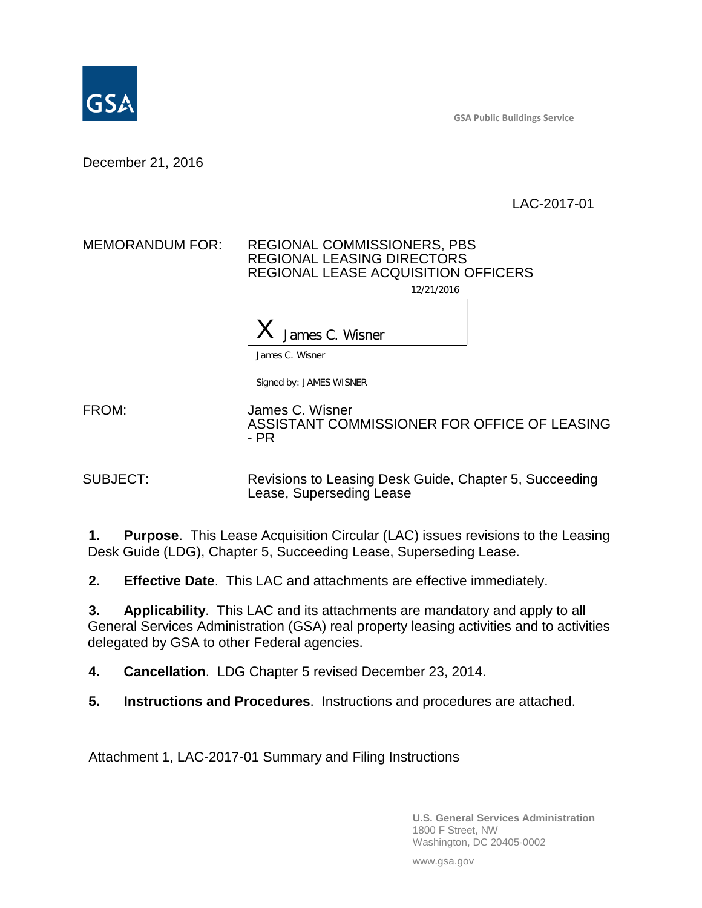GSA Public Buildings Service

December 21, 2016

LAC-2017-01

MEMORANDUM FOR: REGIONAL COMMISSIONERS, PBS
REGIONAL LEASING DIRECTORS
REGIONAL LEASE ACQUISITION OFFICERS

12/21/2016

X James C. Wisner

James C. Wisner

Signed by: JAMES WISNER

FROM: James C. Wisner
ASSISTANT COMMISSIONER FOR OFFICE OF LEASING - PR

SUBJECT: Revisions to Leasing Desk Guide, Chapter 5, Succeeding Lease, Superseding Lease

**1. Purpose**. This Lease Acquisition Circular (LAC) issues revisions to the Leasing Desk Guide (LDG), Chapter 5, Succeeding Lease, Superseding Lease.

**2. Effective Date**. This LAC and attachments are effective immediately.

**3. Applicability**. This LAC and its attachments are mandatory and apply to all General Services Administration (GSA) real property leasing activities and to activities delegated by GSA to other Federal agencies.

**4. Cancellation**. LDG Chapter 5 revised December 23, 2014.

**5. Instructions and Procedures**. Instructions and procedures are attached.

Attachment 1, LAC-2017-01 Summary and Filing Instructions

U.S. General Services Administration
1800 F Street, NW
Washington, DC 20405-0002

www.gsa.gov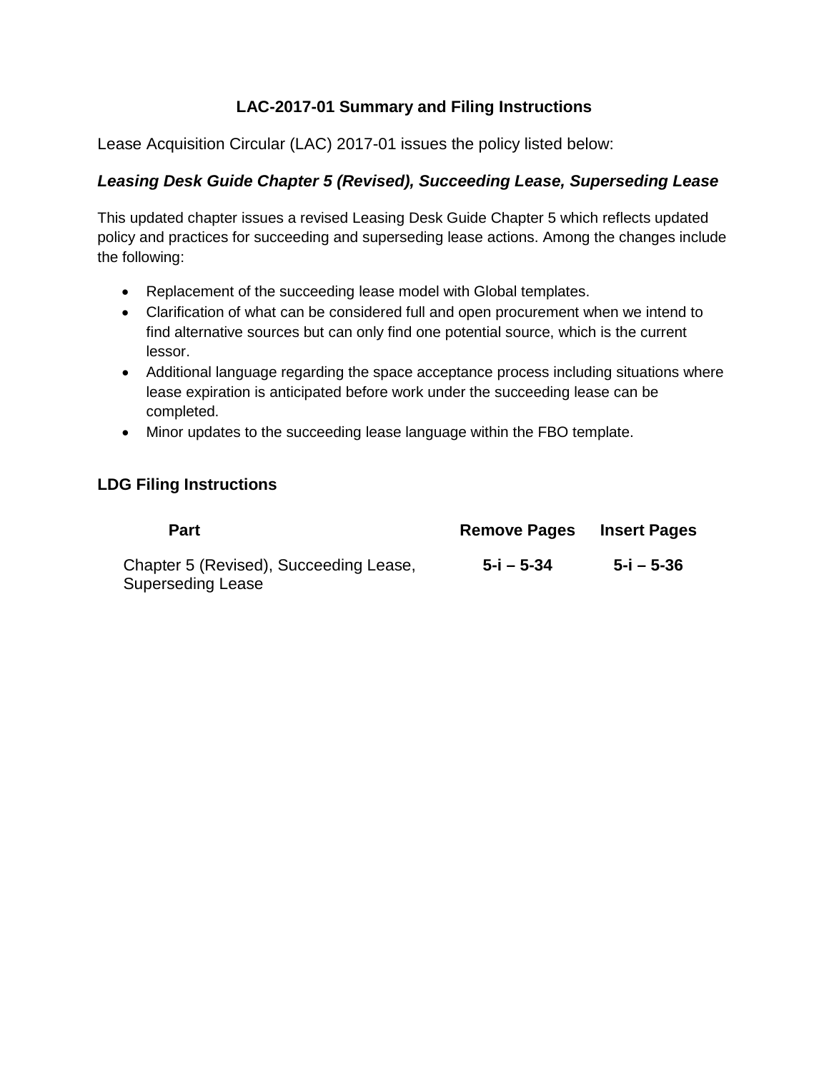# LAC-2017-01 Summary and Filing Instructions

Lease Acquisition Circular (LAC) 2017-01 issues the policy listed below:

***Leasing Desk Guide Chapter 5 (Revised), Succeeding Lease, Superseding Lease***

This updated chapter issues a revised Leasing Desk Guide Chapter 5 which reflects updated policy and practices for succeeding and superseding lease actions. Among the changes include the following:

- Replacement of the succeeding lease model with Global templates.
- Clarification of what can be considered full and open procurement when we intend to find alternative sources but can only find one potential source, which is the current lessor.
- Additional language regarding the space acceptance process including situations where lease expiration is anticipated before work under the succeeding lease can be completed.
- Minor updates to the succeeding lease language within the FBO template.

## LDG Filing Instructions

| Part | Remove Pages | Insert Pages |
|---|---|---|
| Chapter 5 (Revised), Succeeding Lease, Superseding Lease | **5-i – 5-34** | **5-i – 5-36** |